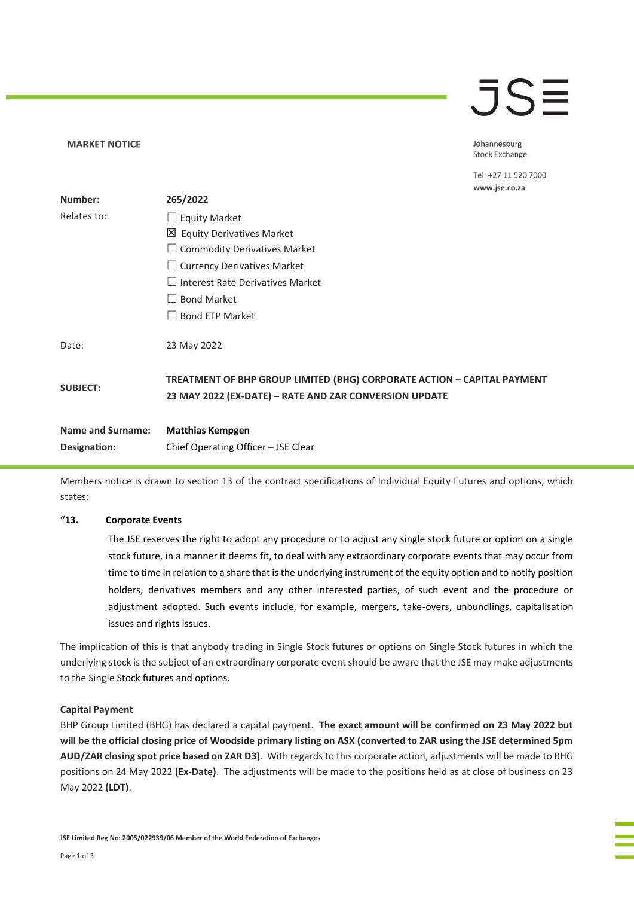**MARKET NOTICE**

Johannesburg
Stock Exchange

Tel: +27 11 520 7000
**www.jse.co.za**

| | |
|---|---|
| **Number:** | **265/2022** |
| Relates to: | ☐ Equity Market<br>☒ Equity Derivatives Market<br>☐ Commodity Derivatives Market<br>☐ Currency Derivatives Market<br>☐ Interest Rate Derivatives Market<br>☐ Bond Market<br>☐ Bond ETP Market |
| Date: | 23 May 2022 |
| **SUBJECT:** | **TREATMENT OF BHP GROUP LIMITED (BHG) CORPORATE ACTION – CAPITAL PAYMENT 23 MAY 2022 (EX-DATE) – RATE AND ZAR CONVERSION UPDATE** |
| **Name and Surname:** | **Matthias Kempgen** |
| **Designation:** | Chief Operating Officer – JSE Clear |

Members notice is drawn to section 13 of the contract specifications of Individual Equity Futures and options, which states:

**"13. Corporate Events**

The JSE reserves the right to adopt any procedure or to adjust any single stock future or option on a single stock future, in a manner it deems fit, to deal with any extraordinary corporate events that may occur from time to time in relation to a share that is the underlying instrument of the equity option and to notify position holders, derivatives members and any other interested parties, of such event and the procedure or adjustment adopted. Such events include, for example, mergers, take-overs, unbundlings, capitalisation issues and rights issues.

The implication of this is that anybody trading in Single Stock futures or options on Single Stock futures in which the underlying stock is the subject of an extraordinary corporate event should be aware that the JSE may make adjustments to the Single Stock futures and options.

**Capital Payment**

BHP Group Limited (BHG) has declared a capital payment. **The exact amount will be confirmed on 23 May 2022 but will be the official closing price of Woodside primary listing on ASX (converted to ZAR using the JSE determined 5pm AUD/ZAR closing spot price based on ZAR D3)**. With regards to this corporate action, adjustments will be made to BHG positions on 24 May 2022 **(Ex-Date)**. The adjustments will be made to the positions held as at close of business on 23 May 2022 **(LDT)**.

**JSE Limited Reg No: 2005/022939/06 Member of the World Federation of Exchanges**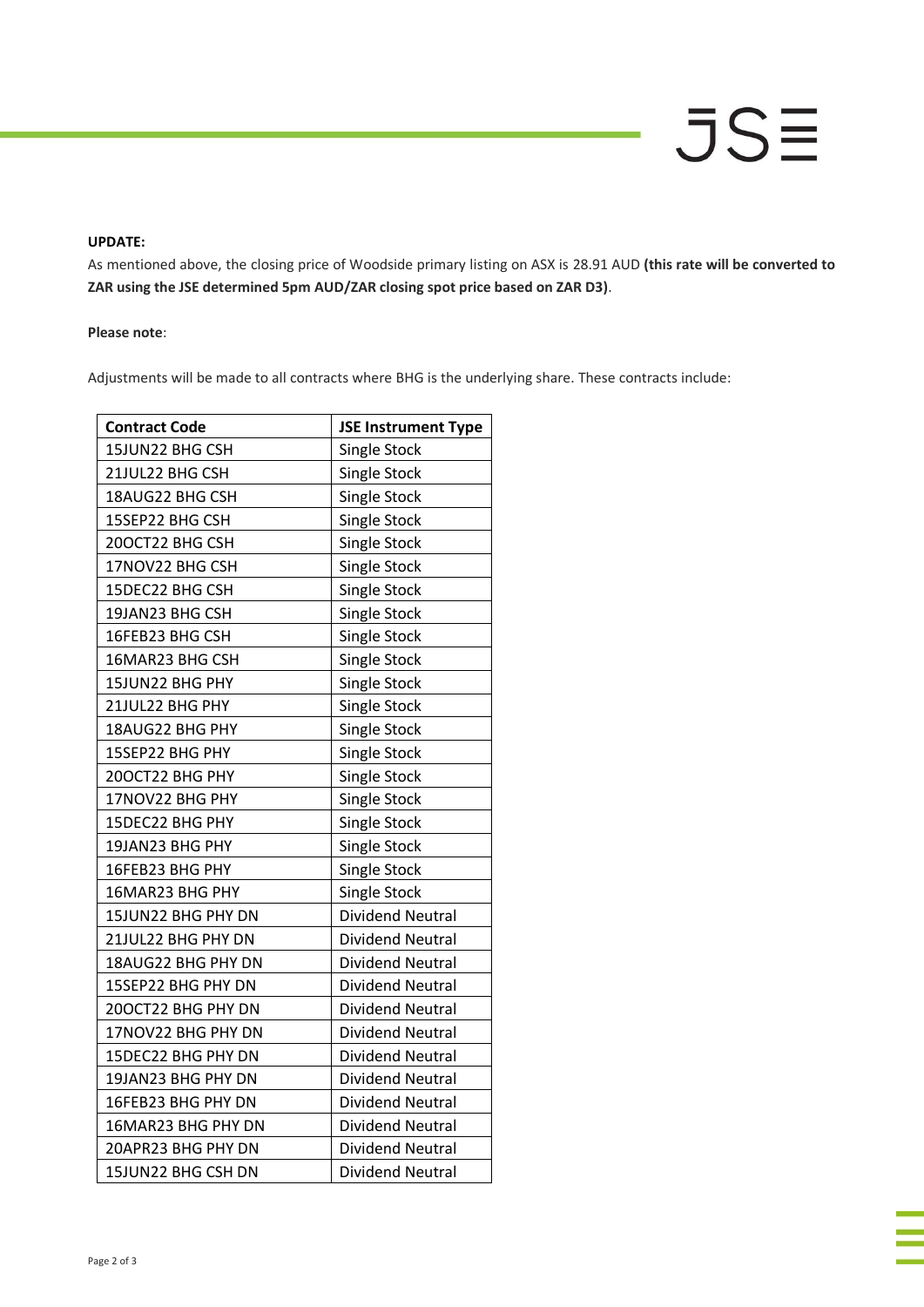**UPDATE:**

As mentioned above, the closing price of Woodside primary listing on ASX is 28.91 AUD **(this rate will be converted to ZAR using the JSE determined 5pm AUD/ZAR closing spot price based on ZAR D3)**.

**Please note**:

Adjustments will be made to all contracts where BHG is the underlying share. These contracts include:

| Contract Code | JSE Instrument Type |
|---|---|
| 15JUN22 BHG CSH | Single Stock |
| 21JUL22 BHG CSH | Single Stock |
| 18AUG22 BHG CSH | Single Stock |
| 15SEP22 BHG CSH | Single Stock |
| 20OCT22 BHG CSH | Single Stock |
| 17NOV22 BHG CSH | Single Stock |
| 15DEC22 BHG CSH | Single Stock |
| 19JAN23 BHG CSH | Single Stock |
| 16FEB23 BHG CSH | Single Stock |
| 16MAR23 BHG CSH | Single Stock |
| 15JUN22 BHG PHY | Single Stock |
| 21JUL22 BHG PHY | Single Stock |
| 18AUG22 BHG PHY | Single Stock |
| 15SEP22 BHG PHY | Single Stock |
| 20OCT22 BHG PHY | Single Stock |
| 17NOV22 BHG PHY | Single Stock |
| 15DEC22 BHG PHY | Single Stock |
| 19JAN23 BHG PHY | Single Stock |
| 16FEB23 BHG PHY | Single Stock |
| 16MAR23 BHG PHY | Single Stock |
| 15JUN22 BHG PHY DN | Dividend Neutral |
| 21JUL22 BHG PHY DN | Dividend Neutral |
| 18AUG22 BHG PHY DN | Dividend Neutral |
| 15SEP22 BHG PHY DN | Dividend Neutral |
| 20OCT22 BHG PHY DN | Dividend Neutral |
| 17NOV22 BHG PHY DN | Dividend Neutral |
| 15DEC22 BHG PHY DN | Dividend Neutral |
| 19JAN23 BHG PHY DN | Dividend Neutral |
| 16FEB23 BHG PHY DN | Dividend Neutral |
| 16MAR23 BHG PHY DN | Dividend Neutral |
| 20APR23 BHG PHY DN | Dividend Neutral |
| 15JUN22 BHG CSH DN | Dividend Neutral |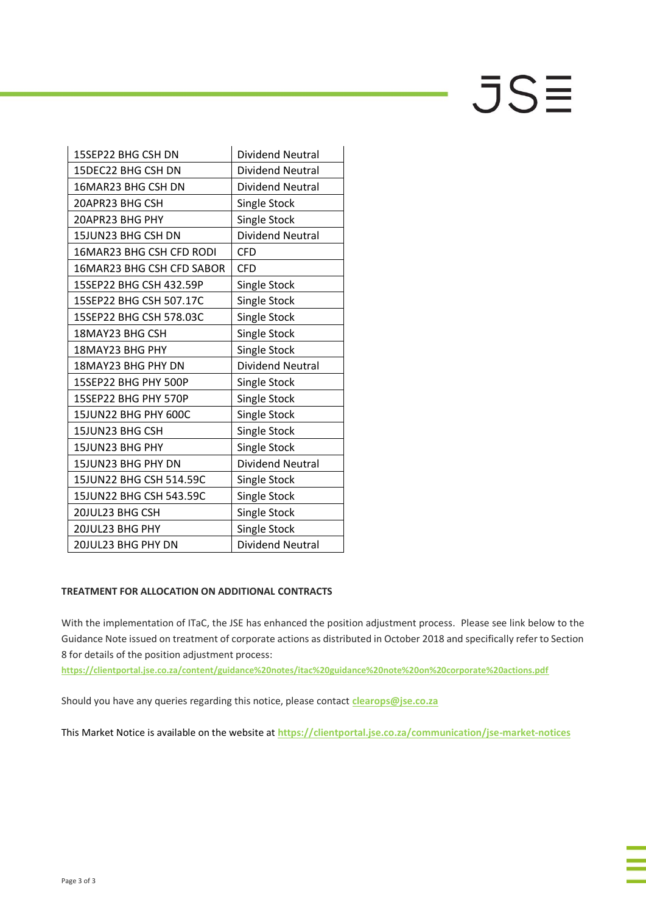| | |
|---|---|
| 15SEP22 BHG CSH DN | Dividend Neutral |
| 15DEC22 BHG CSH DN | Dividend Neutral |
| 16MAR23 BHG CSH DN | Dividend Neutral |
| 20APR23 BHG CSH | Single Stock |
| 20APR23 BHG PHY | Single Stock |
| 15JUN23 BHG CSH DN | Dividend Neutral |
| 16MAR23 BHG CSH CFD RODI | CFD |
| 16MAR23 BHG CSH CFD SABOR | CFD |
| 15SEP22 BHG CSH 432.59P | Single Stock |
| 15SEP22 BHG CSH 507.17C | Single Stock |
| 15SEP22 BHG CSH 578.03C | Single Stock |
| 18MAY23 BHG CSH | Single Stock |
| 18MAY23 BHG PHY | Single Stock |
| 18MAY23 BHG PHY DN | Dividend Neutral |
| 15SEP22 BHG PHY 500P | Single Stock |
| 15SEP22 BHG PHY 570P | Single Stock |
| 15JUN22 BHG PHY 600C | Single Stock |
| 15JUN23 BHG CSH | Single Stock |
| 15JUN23 BHG PHY | Single Stock |
| 15JUN23 BHG PHY DN | Dividend Neutral |
| 15JUN22 BHG CSH 514.59C | Single Stock |
| 15JUN22 BHG CSH 543.59C | Single Stock |
| 20JUL23 BHG CSH | Single Stock |
| 20JUL23 BHG PHY | Single Stock |
| 20JUL23 BHG PHY DN | Dividend Neutral |

**TREATMENT FOR ALLOCATION ON ADDITIONAL CONTRACTS**

With the implementation of ITaC, the JSE has enhanced the position adjustment process. Please see link below to the Guidance Note issued on treatment of corporate actions as distributed in October 2018 and specifically refer to Section 8 for details of the position adjustment process:
**https://clientportal.jse.co.za/content/guidance%20notes/itac%20guidance%20note%20on%20corporate%20actions.pdf**

Should you have any queries regarding this notice, please contact **clearops@jse.co.za**

This Market Notice is available on the website at **https://clientportal.jse.co.za/communication/jse-market-notices**